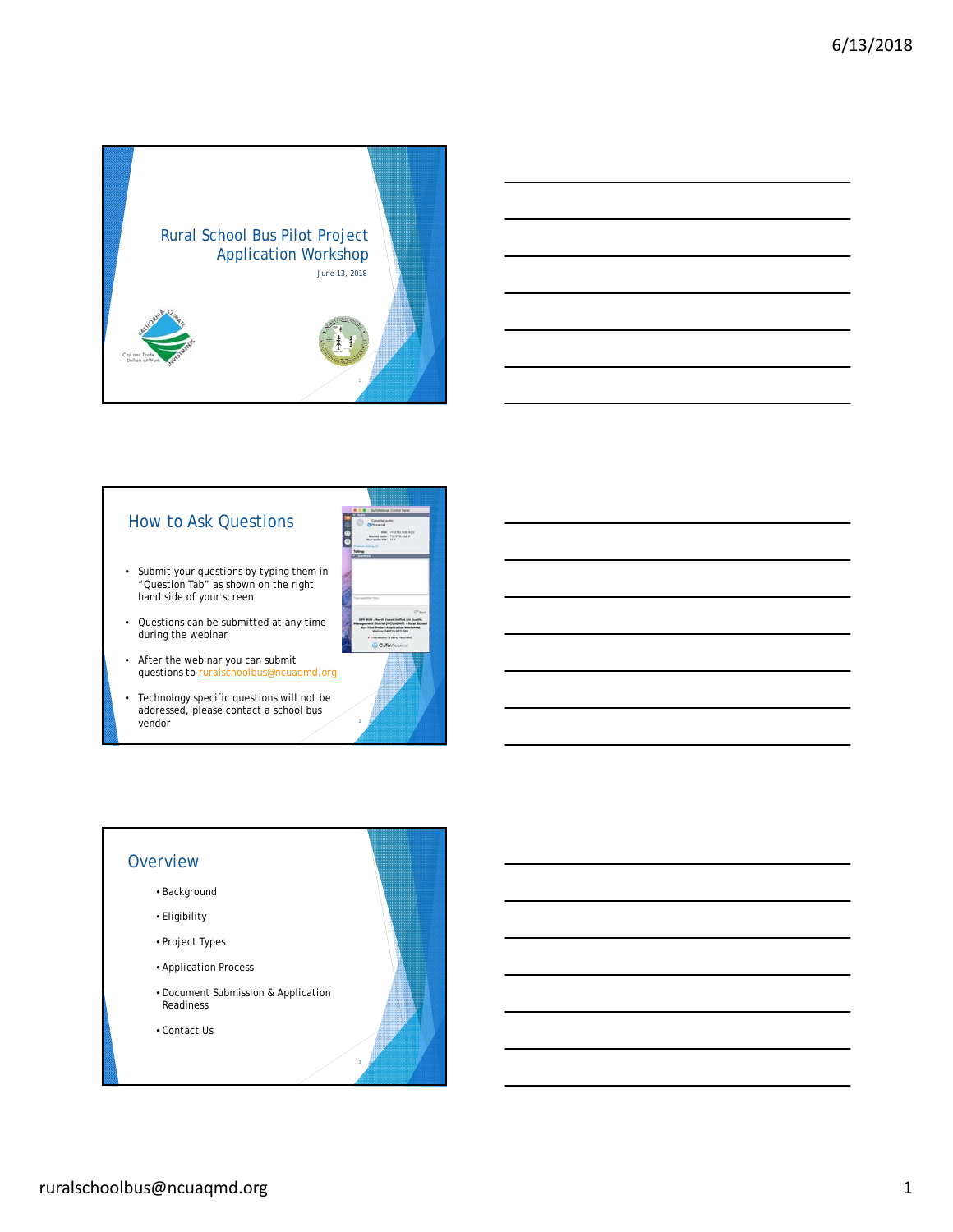# Rural School Bus Pilot Project Application Workshop

June 13, 2018

## How to Ask Questions

- Submit your questions by typing them in "Question Tab" as shown on the right hand side of your screen
- Questions can be submitted at any time during the webinar
- After the webinar you can submit questions to ruralschoolbus@ncuaqmd.org
- Technology specific questions will not be addressed, please contact a school bus vendor

## Overview

- Background
- Eligibility
- Project Types
- Application Process
- Document Submission & Application Readiness
- Contact Us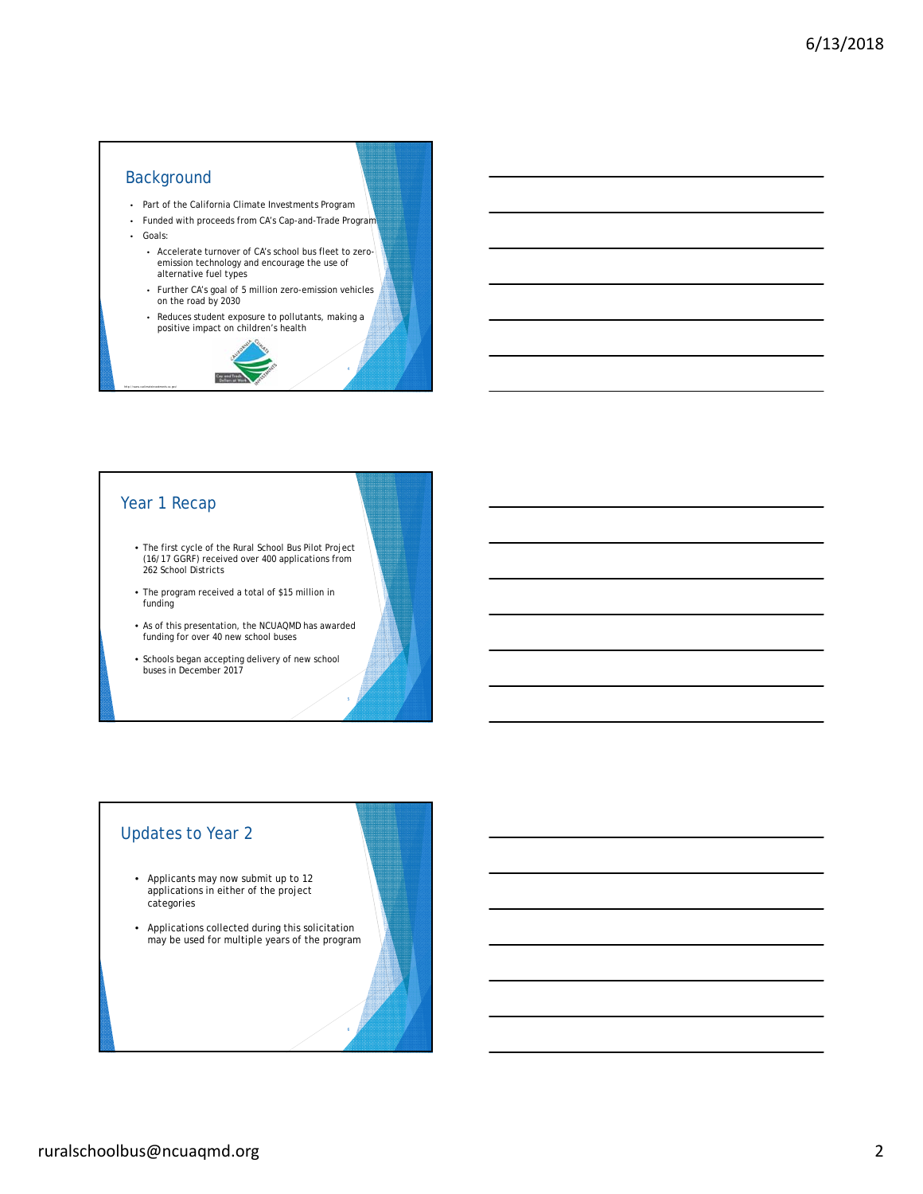## Background

- Part of the California Climate Investments Program
- Funded with proceeds from CA's Cap-and-Trade Program
- Goals:
  - Accelerate turnover of CA's school bus fleet to zero-emission technology and encourage the use of alternative fuel types
  - Further CA's goal of 5 million zero-emission vehicles on the road by 2030
  - Reduces student exposure to pollutants, making a positive impact on children's health

## Year 1 Recap

- The first cycle of the Rural School Bus Pilot Project (16/17 GGRF) received over 400 applications from 262 School Districts
- The program received a total of $15 million in funding
- As of this presentation, the NCUAQMD has awarded funding for over 40 new school buses
- Schools began accepting delivery of new school buses in December 2017

## Updates to Year 2

- Applicants may now submit up to 12 applications in either of the project categories
- Applications collected during this solicitation may be used for multiple years of the program

ruralschoolbus@ncuaqmd.org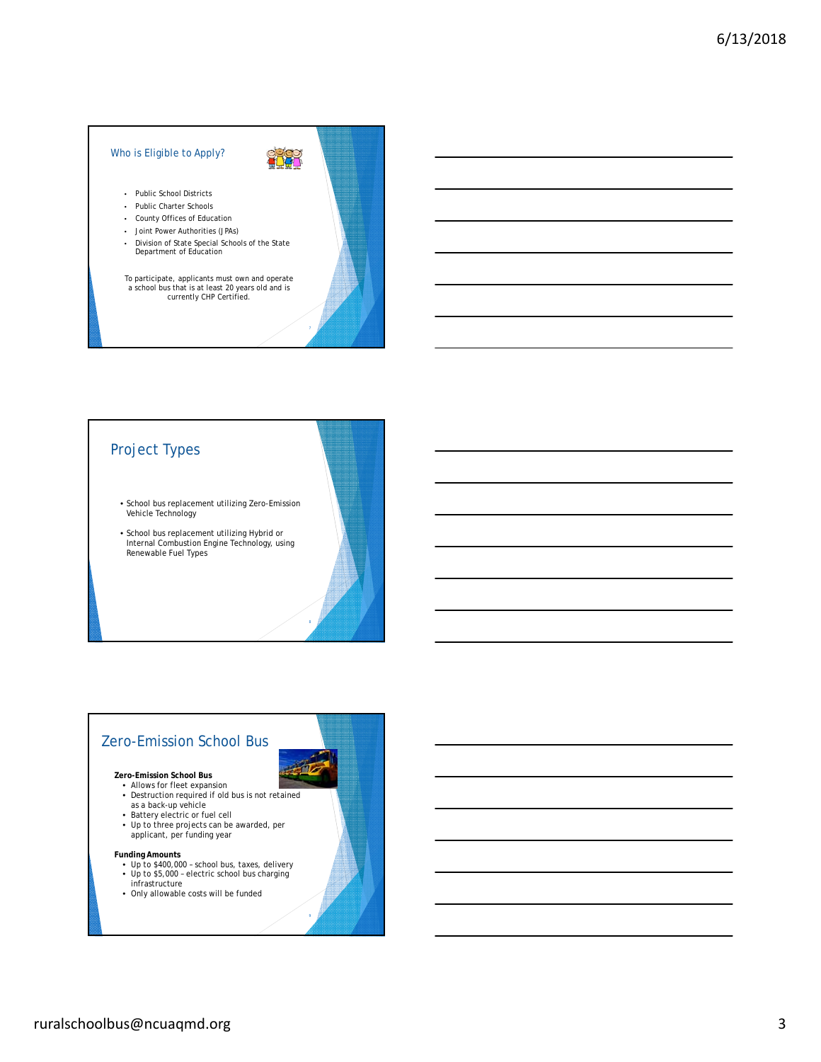## Who is Eligible to Apply?

- Public School Districts
- Public Charter Schools
- County Offices of Education
- Joint Power Authorities (JPAs)
- Division of State Special Schools of the State Department of Education

To participate, applicants must own and operate a school bus that is at least 20 years old and is currently CHP Certified.

## Project Types

- School bus replacement utilizing Zero-Emission Vehicle Technology
- School bus replacement utilizing Hybrid or Internal Combustion Engine Technology, using Renewable Fuel Types

## Zero-Emission School Bus

**Zero-Emission School Bus**

- Allows for fleet expansion
- Destruction required if old bus is not retained as a back-up vehicle
- Battery electric or fuel cell
- Up to three projects can be awarded, per applicant, per funding year

**Funding Amounts**

- Up to $400,000 – school bus, taxes, delivery
- Up to $5,000 – electric school bus charging infrastructure
- Only allowable costs will be funded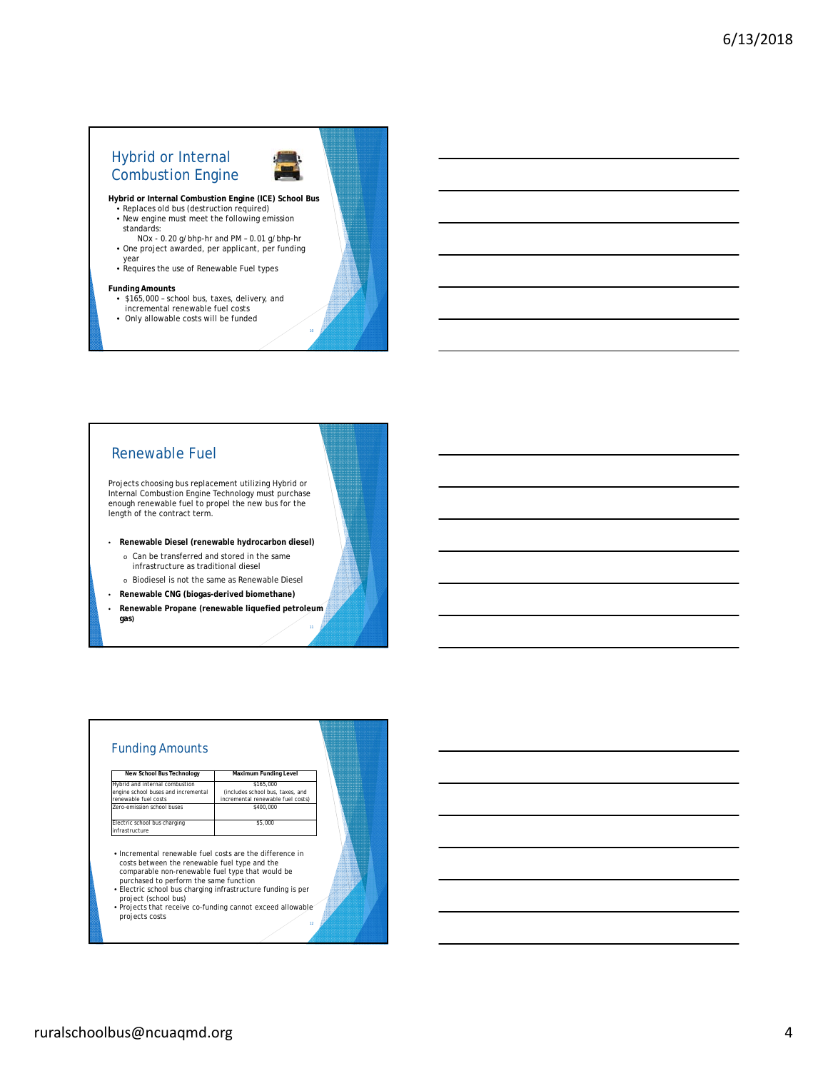## Hybrid or Internal Combustion Engine

**Hybrid or Internal Combustion Engine (ICE) School Bus**

- Replaces old bus (destruction required)
- New engine must meet the following emission standards:
  NOx - 0.20 g/bhp-hr and PM – 0.01 g/bhp-hr
- One project awarded, per applicant, per funding year
- Requires the use of Renewable Fuel types

**Funding Amounts**

- $165,000 – school bus, taxes, delivery, and incremental renewable fuel costs
- Only allowable costs will be funded

## Renewable Fuel

Projects choosing bus replacement utilizing Hybrid or Internal Combustion Engine Technology must purchase enough renewable fuel to propel the new bus for the length of the contract term.

- **Renewable Diesel (renewable hydrocarbon diesel)**
  - Can be transferred and stored in the same infrastructure as traditional diesel
  - Biodiesel is not the same as Renewable Diesel
- **Renewable CNG (biogas-derived biomethane)**
- **Renewable Propane (renewable liquefied petroleum gas)**

## Funding Amounts

| New School Bus Technology | Maximum Funding Level |
|---|---|
| Hybrid and internal combustion engine school buses and incremental renewable fuel costs | $165,000 (includes school bus, taxes, and incremental renewable fuel costs) |
| Zero-emission school buses | $400,000 |
| Electric school bus charging infrastructure | $5,000 |

- Incremental renewable fuel costs are the difference in costs between the renewable fuel type and the comparable non-renewable fuel type that would be purchased to perform the same function
- Electric school bus charging infrastructure funding is per project (school bus)
- Projects that receive co-funding cannot exceed allowable projects costs

ruralschoolbus@ncuaqmd.org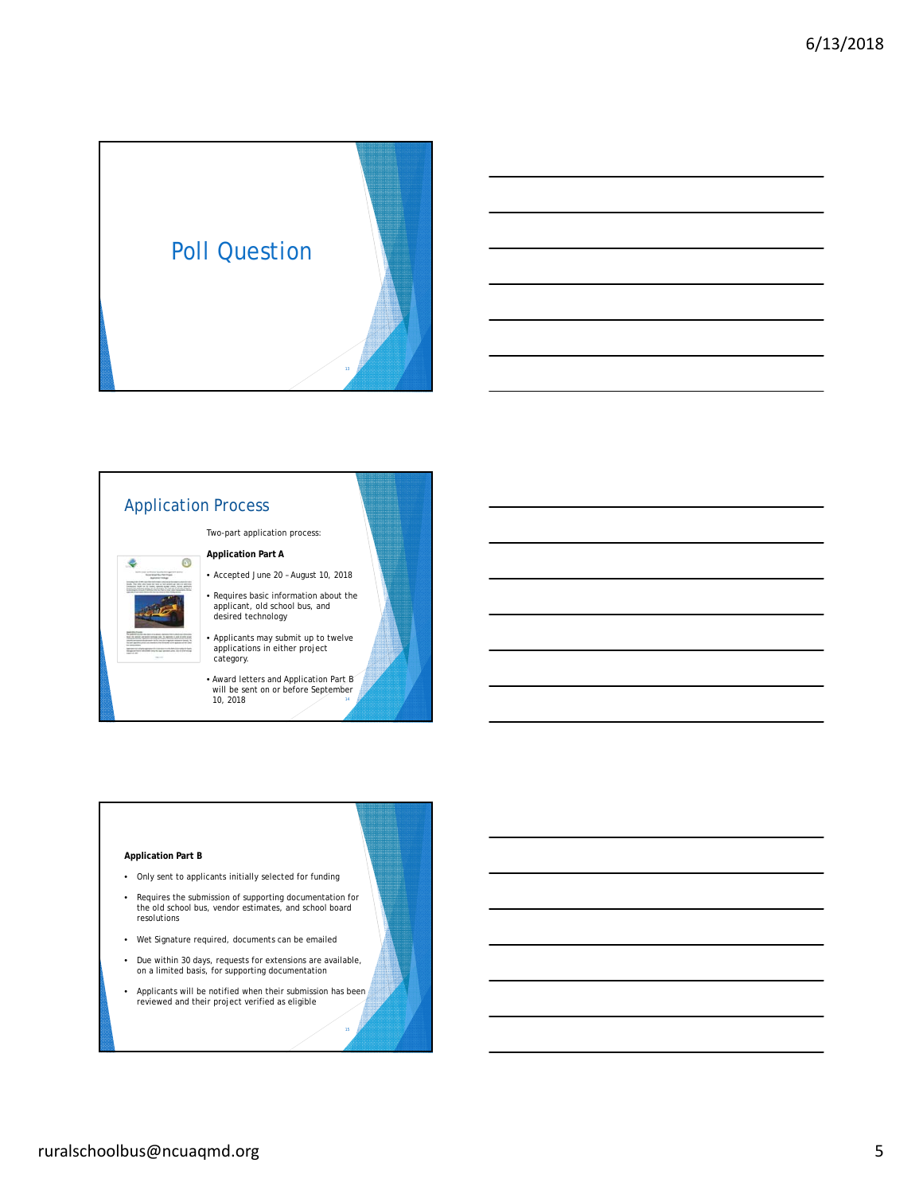## Poll Question

## Application Process

Two-part application process:

**Application Part A**

- Accepted June 20 – August 10, 2018
- Requires basic information about the applicant, old school bus, and desired technology
- Applicants may submit up to twelve applications in either project category.
- Award letters and Application Part B will be sent on or before September 10, 2018

**Application Part B**

- Only sent to applicants initially selected for funding
- Requires the submission of supporting documentation for the old school bus, vendor estimates, and school board resolutions
- Wet Signature required, documents can be emailed
- Due within 30 days, requests for extensions are available, on a limited basis, for supporting documentation
- Applicants will be notified when their submission has been reviewed and their project verified as eligible

ruralschoolbus@ncuaqmd.org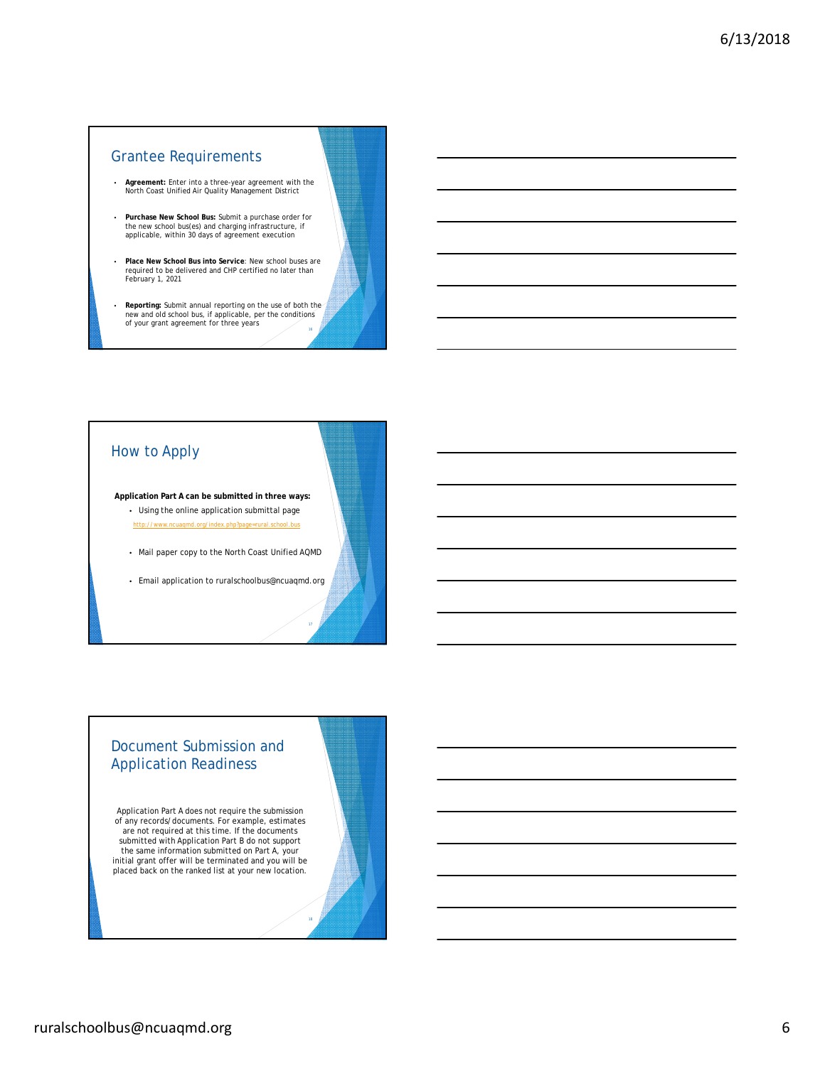## Grantee Requirements

- **Agreement:** Enter into a three-year agreement with the North Coast Unified Air Quality Management District
- **Purchase New School Bus:** Submit a purchase order for the new school bus(es) and charging infrastructure, if applicable, within 30 days of agreement execution
- **Place New School Bus into Service**: New school buses are required to be delivered and CHP certified no later than February 1, 2021
- **Reporting:** Submit annual reporting on the use of both the new and old school bus, if applicable, per the conditions of your grant agreement for three years

## How to Apply

**Application Part A can be submitted in three ways:**

- Using the online application submittal page
  http://www.ncuaqmd.org/index.php?page=rural.school.bus
- Mail paper copy to the North Coast Unified AQMD
- Email application to ruralschoolbus@ncuaqmd.org

## Document Submission and Application Readiness

Application Part A does not require the submission of any records/documents. For example, estimates are not required at this time. If the documents submitted with Application Part B do not support the same information submitted on Part A, your initial grant offer will be terminated and you will be placed back on the ranked list at your new location.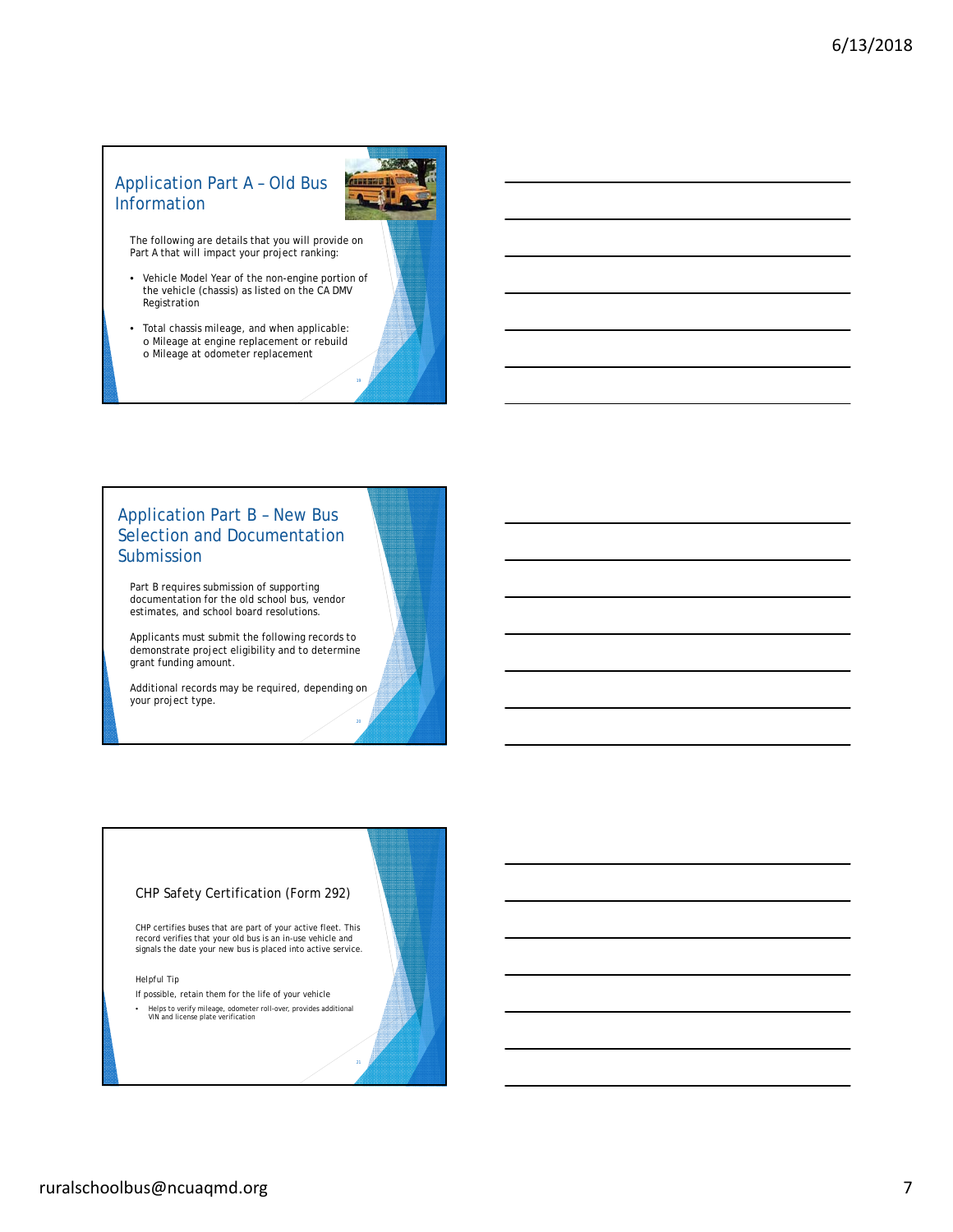## Application Part A – Old Bus Information

The following are details that you will provide on Part A that will impact your project ranking:

- Vehicle Model Year of the non-engine portion of the vehicle (chassis) as listed on the CA DMV Registration
- Total chassis mileage, and when applicable:
  - Mileage at engine replacement or rebuild
  - Mileage at odometer replacement

## Application Part B – New Bus Selection and Documentation Submission

Part B requires submission of supporting documentation for the old school bus, vendor estimates, and school board resolutions.

Applicants must submit the following records to demonstrate project eligibility and to determine grant funding amount.

Additional records may be required, depending on your project type.

## CHP Safety Certification (Form 292)

CHP certifies buses that are part of your active fleet. This record verifies that your old bus is an in-use vehicle and signals the date your new bus is placed into active service.

Helpful Tip

If possible, retain them for the life of your vehicle

- Helps to verify mileage, odometer roll-over, provides additional VIN and license plate verification

ruralschoolbus@ncuaqmd.org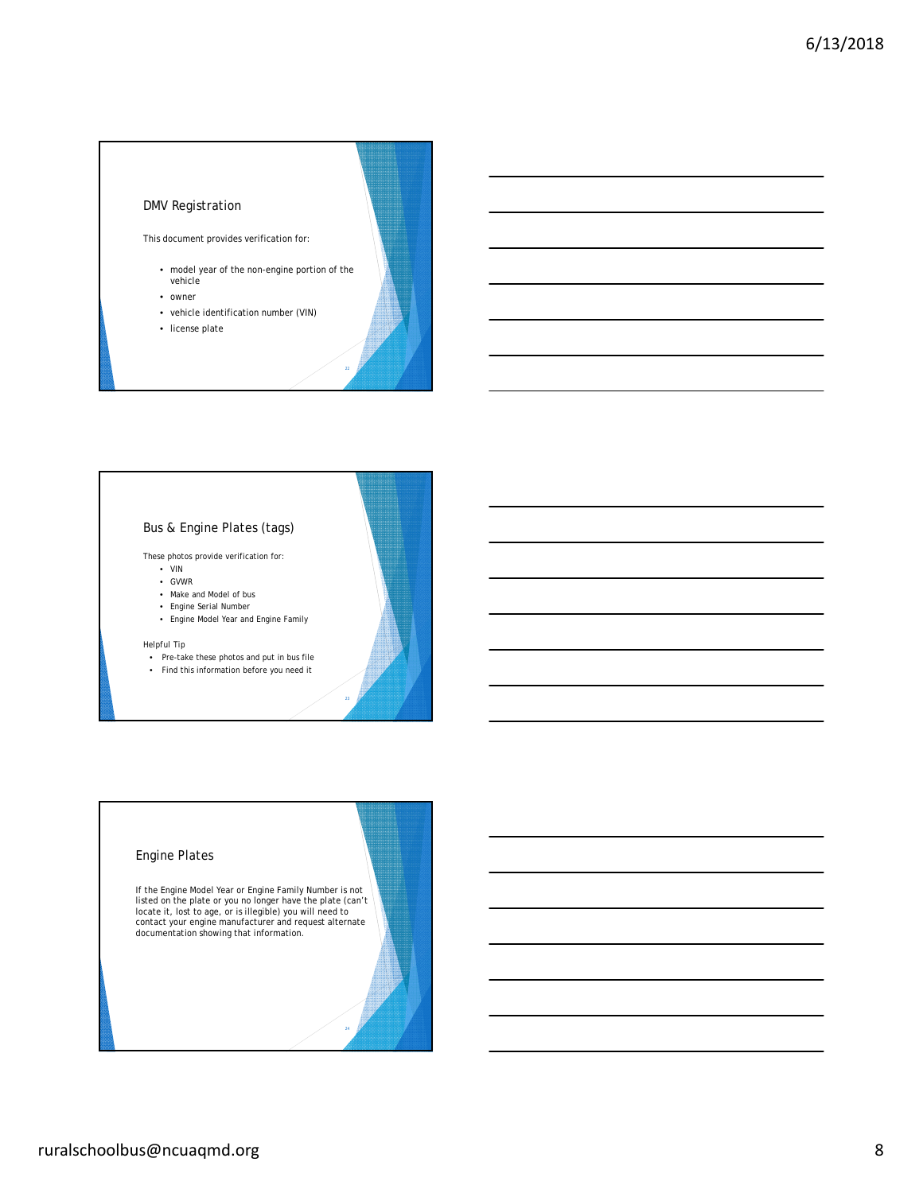## DMV Registration

This document provides verification for:

- model year of the non-engine portion of the vehicle
- owner
- vehicle identification number (VIN)
- license plate

## Bus & Engine Plates (tags)

These photos provide verification for:

- VIN
- GVWR
- Make and Model of bus
- Engine Serial Number
- Engine Model Year and Engine Family

Helpful Tip

- Pre-take these photos and put in bus file
- Find this information before you need it

## Engine Plates

If the Engine Model Year or Engine Family Number is not listed on the plate or you no longer have the plate (can't locate it, lost to age, or is illegible) you will need to contact your engine manufacturer and request alternate documentation showing that information.

ruralschoolbus@ncuaqmd.org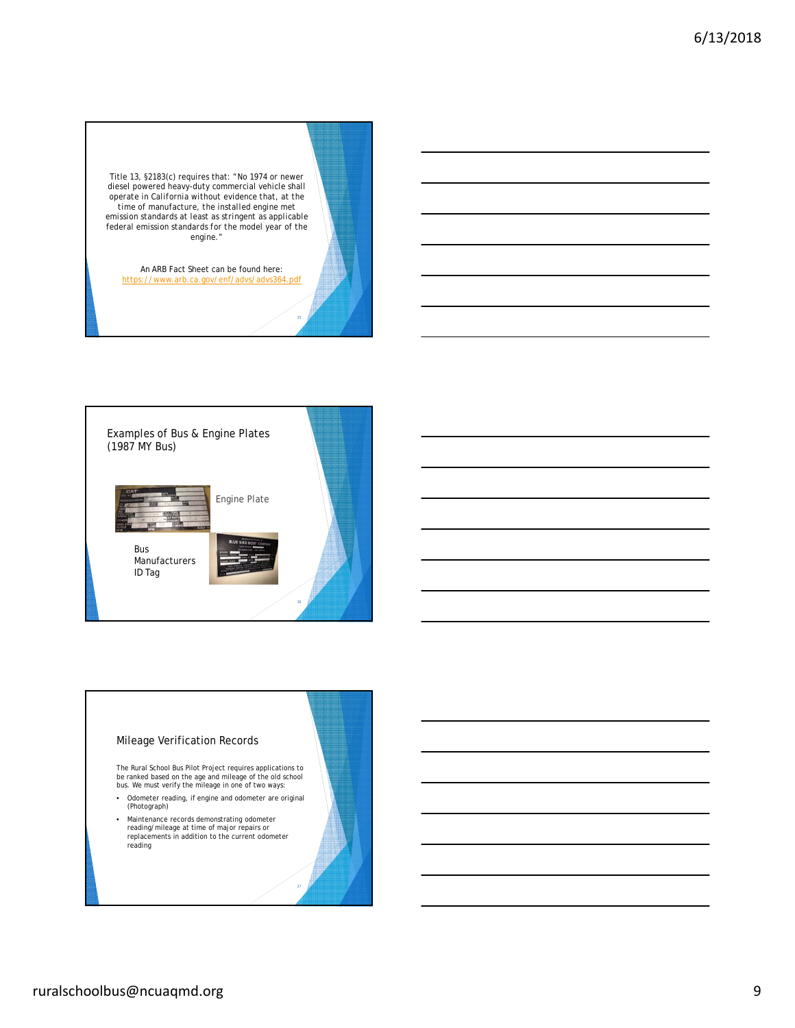Title 13, §2183(c) requires that: "No 1974 or newer diesel powered heavy-duty commercial vehicle shall operate in California without evidence that, at the time of manufacture, the installed engine met emission standards at least as stringent as applicable federal emission standards for the model year of the engine."

An ARB Fact Sheet can be found here: https://www.arb.ca.gov/enf/advs/advs364.pdf

## Examples of Bus & Engine Plates (1987 MY Bus)

Engine Plate

Bus Manufacturers ID Tag

## Mileage Verification Records

The Rural School Bus Pilot Project requires applications to be ranked based on the age and mileage of the old school bus. We must verify the mileage in one of two ways:

- Odometer reading, if engine and odometer are original (Photograph)
- Maintenance records demonstrating odometer reading/mileage at time of major repairs or replacements in addition to the current odometer reading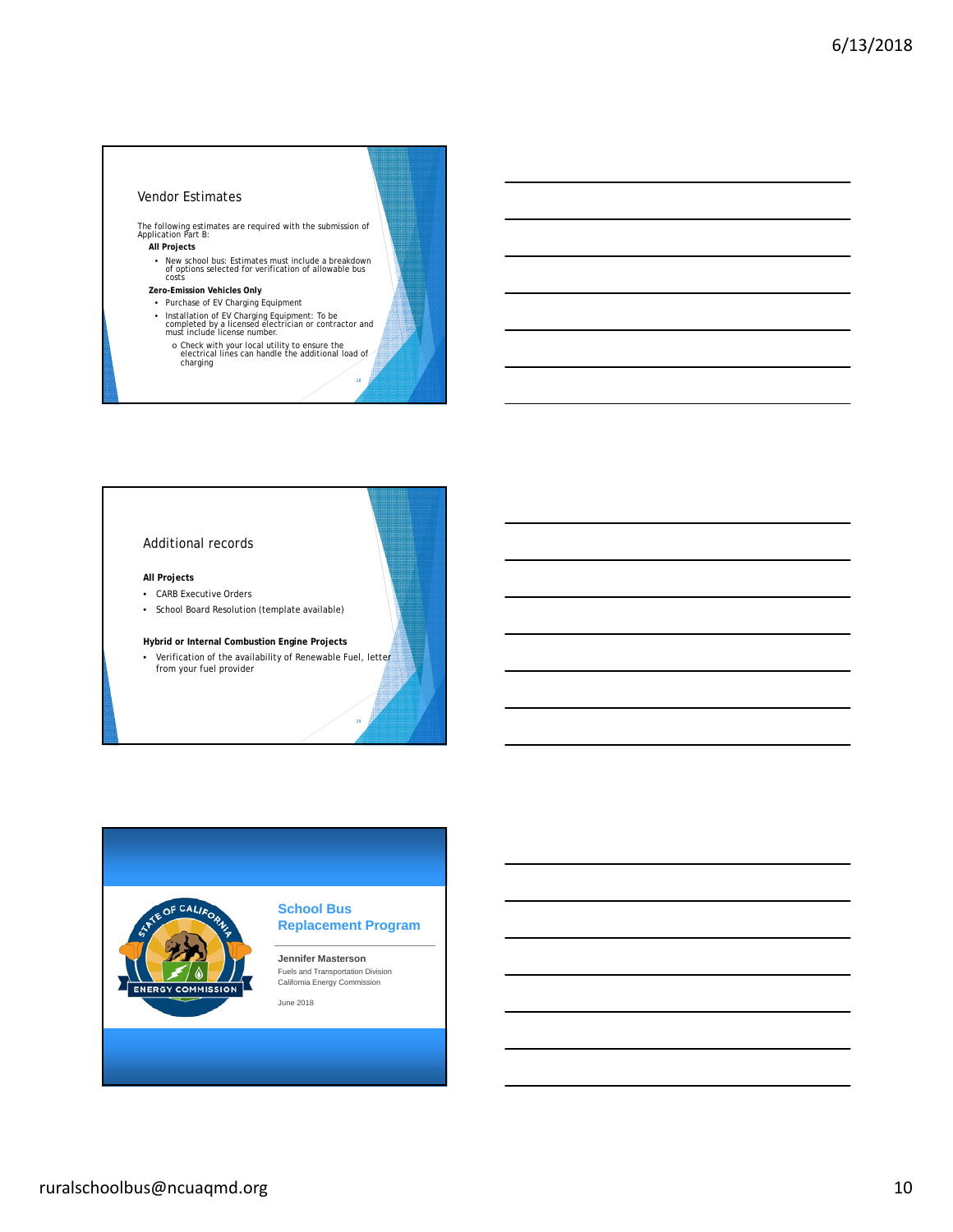## Vendor Estimates

The following estimates are required with the submission of Application Part B:

**All Projects**

- New school bus: Estimates must include a breakdown of options selected for verification of allowable bus costs

**Zero-Emission Vehicles Only**

- Purchase of EV Charging Equipment
- Installation of EV Charging Equipment: To be completed by a licensed electrician or contractor and must include license number.
  - o Check with your local utility to ensure the electrical lines can handle the additional load of charging

## Additional records

**All Projects**

- CARB Executive Orders
- School Board Resolution (template available)

**Hybrid or Internal Combustion Engine Projects**

- Verification of the availability of Renewable Fuel, letter from your fuel provider

## School Bus Replacement Program

**Jennifer Masterson**
Fuels and Transportation Division
California Energy Commission

June 2018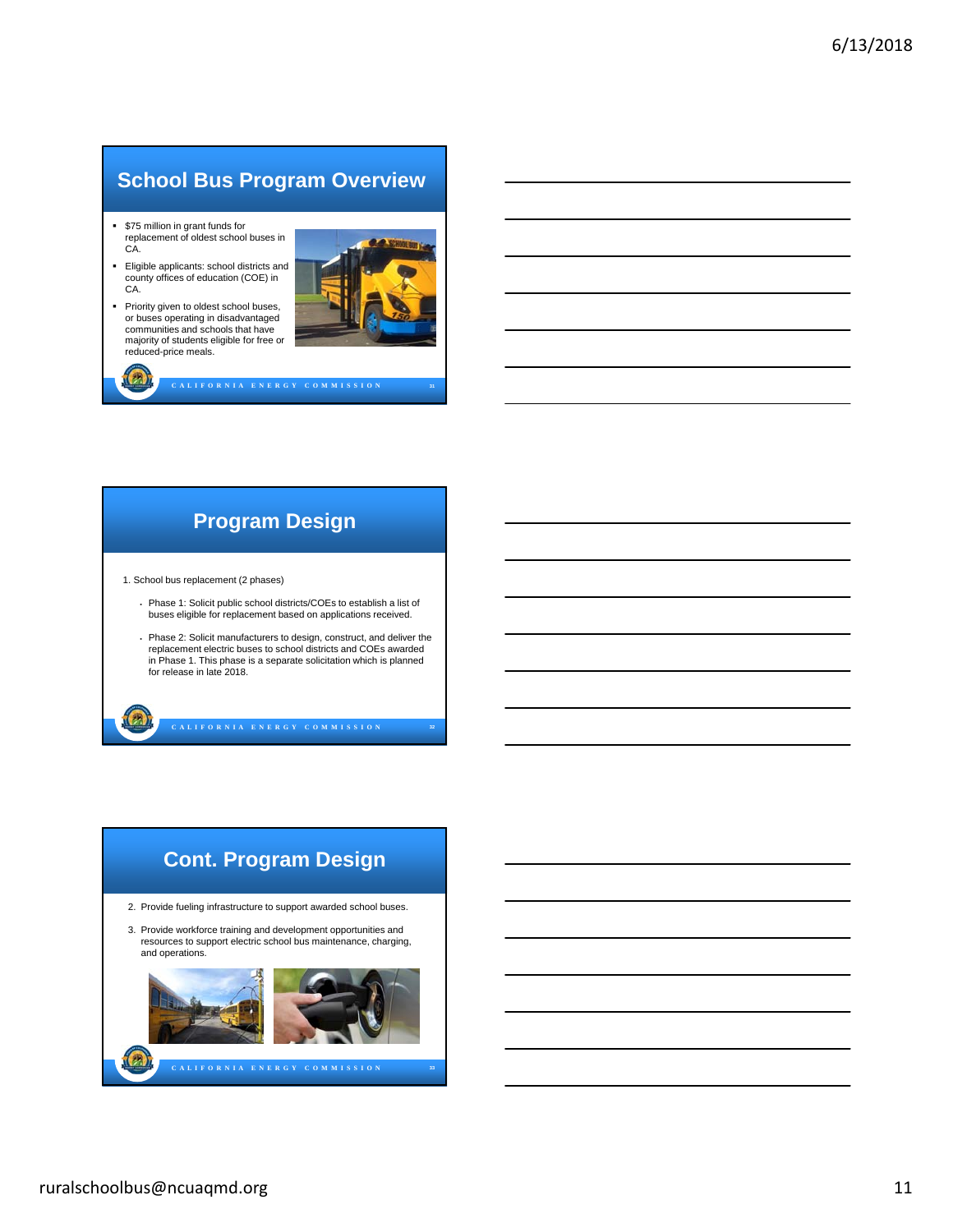## School Bus Program Overview

- $75 million in grant funds for replacement of oldest school buses in CA.
- Eligible applicants: school districts and county offices of education (COE) in CA.
- Priority given to oldest school buses, or buses operating in disadvantaged communities and schools that have majority of students eligible for free or reduced-price meals.

CALIFORNIA ENERGY COMMISSION

## Program Design

1. School bus replacement (2 phases)
   - Phase 1: Solicit public school districts/COEs to establish a list of buses eligible for replacement based on applications received.
   - Phase 2: Solicit manufacturers to design, construct, and deliver the replacement electric buses to school districts and COEs awarded in Phase 1. This phase is a separate solicitation which is planned for release in late 2018.

CALIFORNIA ENERGY COMMISSION

## Cont. Program Design

2. Provide fueling infrastructure to support awarded school buses.
3. Provide workforce training and development opportunities and resources to support electric school bus maintenance, charging, and operations.

CALIFORNIA ENERGY COMMISSION

ruralschoolbus@ncuaqmd.org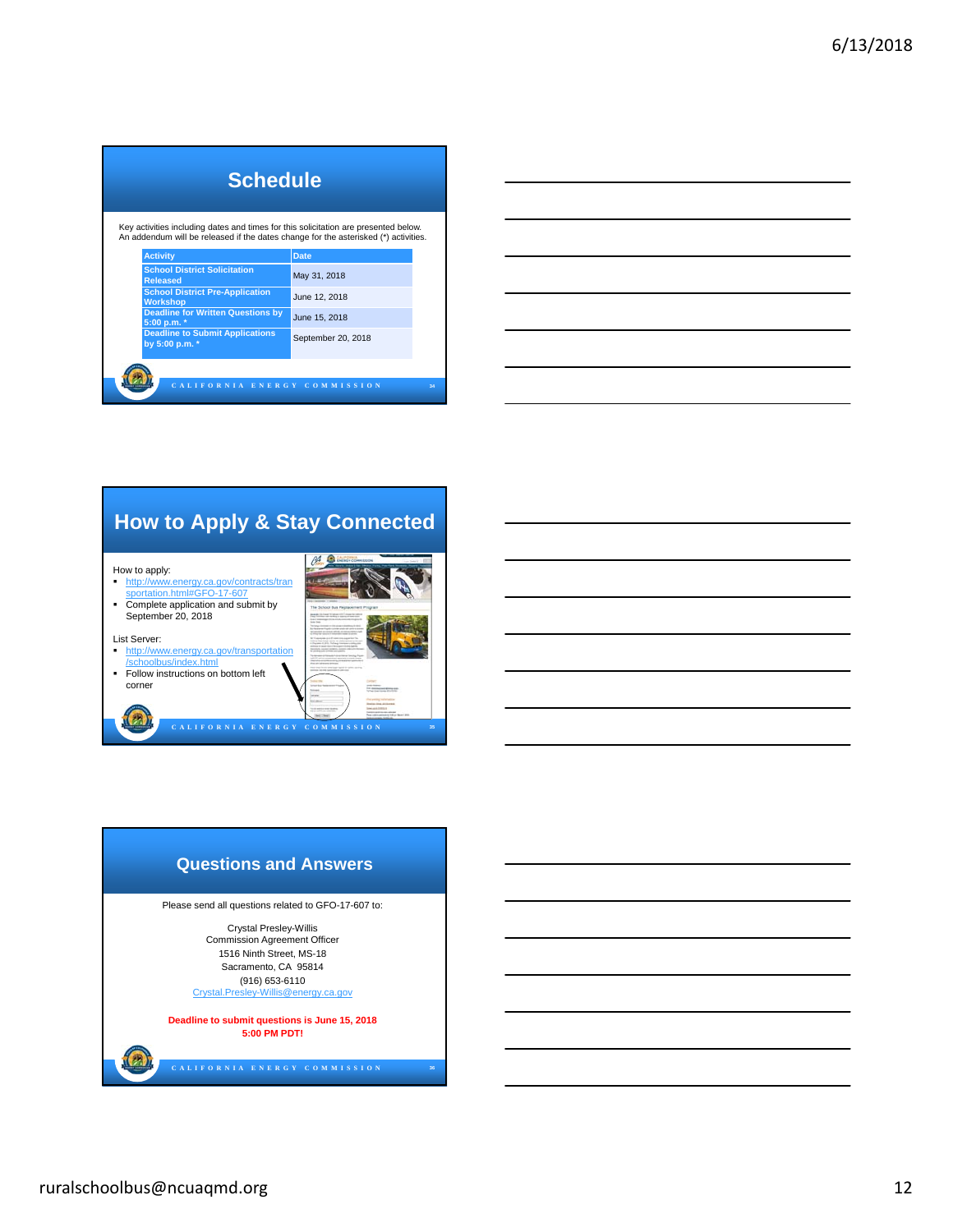## Schedule

Key activities including dates and times for this solicitation are presented below. An addendum will be released if the dates change for the asterisked (*) activities.

| Activity | Date |
|---|---|
| School District Solicitation Released | May 31, 2018 |
| School District Pre-Application Workshop | June 12, 2018 |
| Deadline for Written Questions by 5:00 p.m. * | June 15, 2018 |
| Deadline to Submit Applications by 5:00 p.m. * | September 20, 2018 |

CALIFORNIA ENERGY COMMISSION

## How to Apply & Stay Connected

How to apply:

- http://www.energy.ca.gov/contracts/transportation.html#GFO-17-607
- Complete application and submit by September 20, 2018

List Server:

- http://www.energy.ca.gov/transportation/schoolbus/index.html
- Follow instructions on bottom left corner

CALIFORNIA ENERGY COMMISSION

## Questions and Answers

Please send all questions related to GFO-17-607 to:

Crystal Presley-Willis
Commission Agreement Officer
1516 Ninth Street, MS-18
Sacramento, CA 95814
(916) 653-6110
Crystal.Presley-Willis@energy.ca.gov

**Deadline to submit questions is June 15, 2018 5:00 PM PDT!**

CALIFORNIA ENERGY COMMISSION

ruralschoolbus@ncuaqmd.org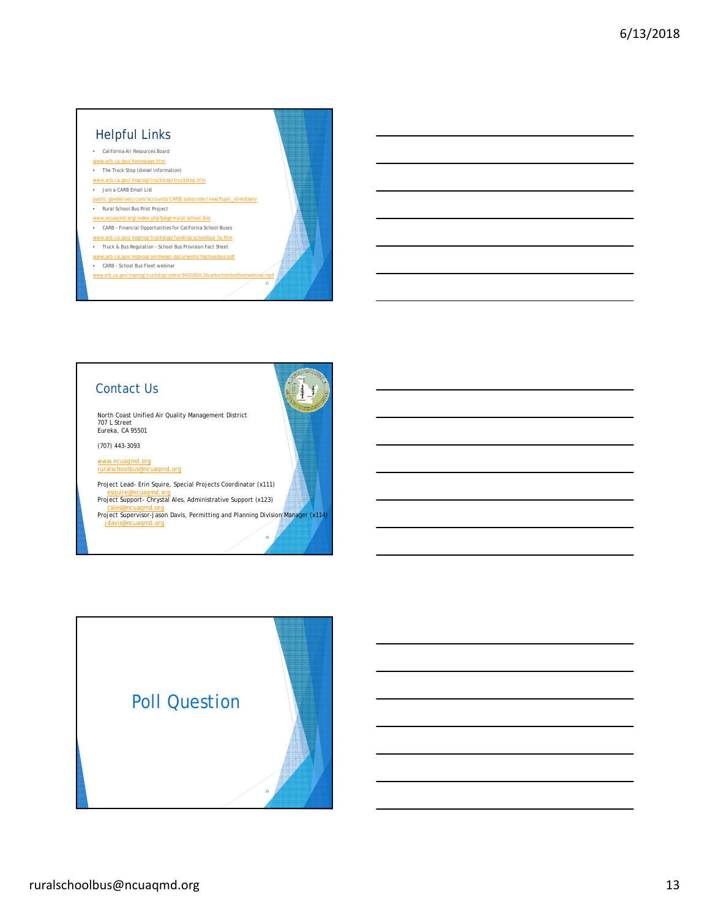## Helpful Links

- California Air Resources Board
  www.arb.ca.gov/homepage.htm
- The Truck Stop (diesel information)
  www.arb.ca.gov/msprog/truckstop/truckstop.htm
- Join a CARB Email List
  public.govdelivery.com/accounts/CARB/subscriber/new?topic_id=listserv
- Rural School Bus Pilot Project
  www.ncuaqmd.org/index.php?page=rural.school.bus
- CARB - Financial Opportunities for California School Buses
  www.arb.ca.gov/msprog/truckstop/funding/schoolbus_fa.htm
- Truck & Bus Regulation – School Bus Provision Fact Sheet
  www.arb.ca.gov/msprog/onrdiesel/documents/fsschoolbus.pdf
- CARB - School Bus Fleet webinar
  www.arb.ca.gov/msprog/truckstop/video/04201810.26carbschoolbusfleetwebinar.mp4

## Contact Us

North Coast Unified Air Quality Management District
707 L Street
Eureka, CA 95501

(707) 443-3093

www.ncuaqmd.org
ruralschoolbus@ncuaqmd.org

Project Lead- Erin Squire, Special Projects Coordinator (x111)
esquire@ncuaqmd.org
Project Support- Chrystal Ales, Administrative Support (x123)
cales@ncuaqmd.org
Project Supervisor-Jason Davis, Permitting and Planning Division Manager (x114)
jdavis@ncuaqmd.org

## Poll Question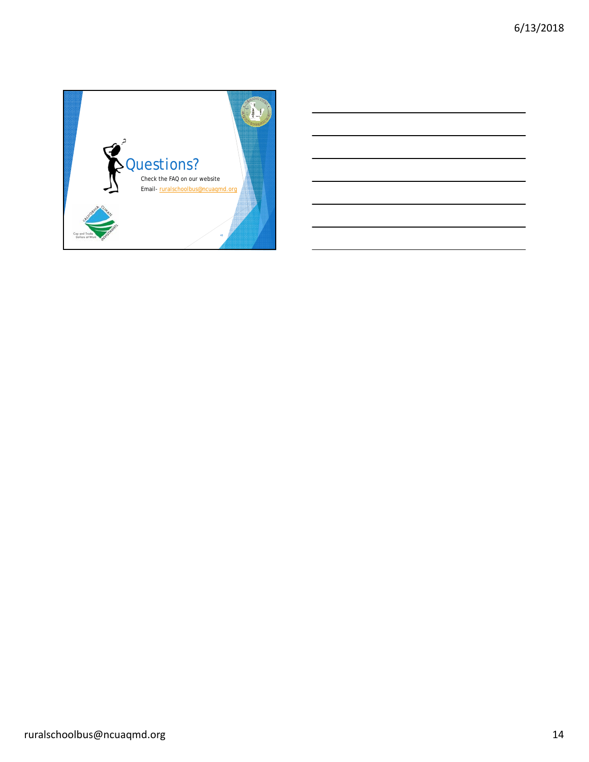## Questions?

Check the FAQ on our website

Email- ruralschoolbus@ncuaqmd.org